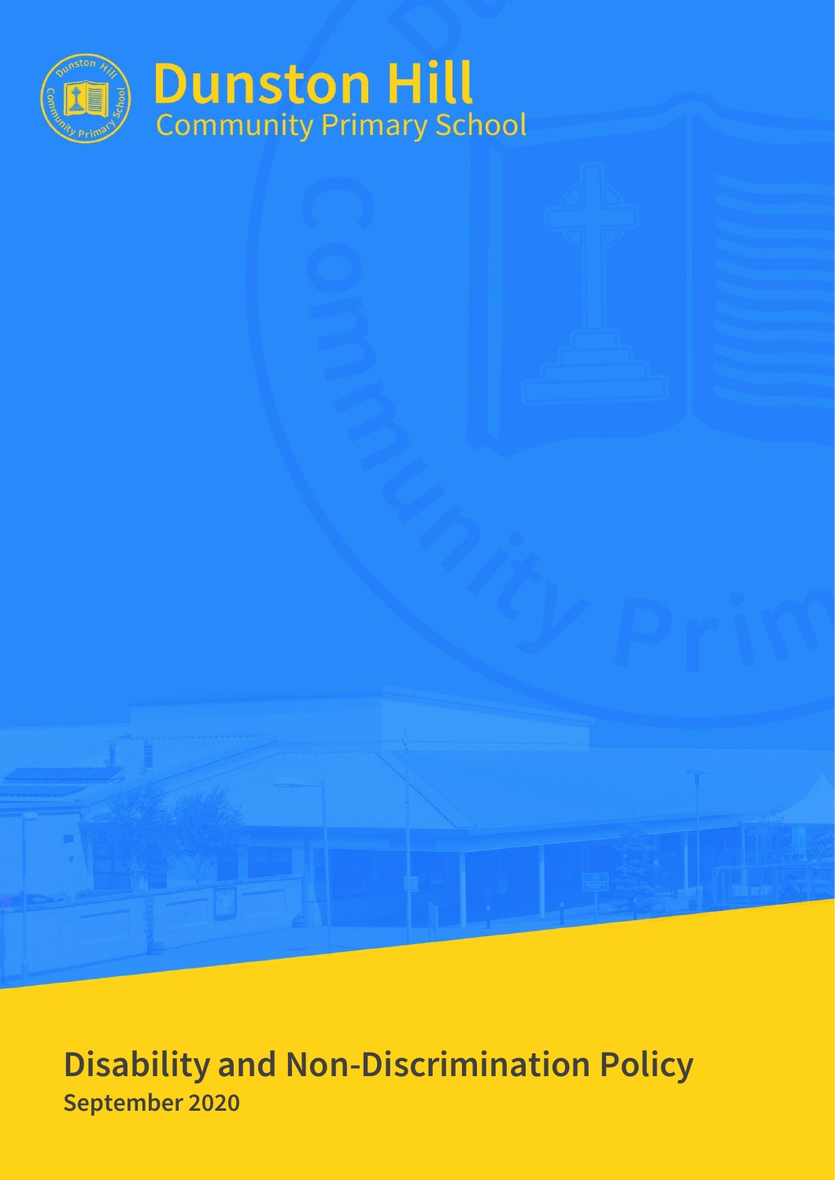# Dunston Hill

Community Primary School

## Disability and Non-Discrimination Policy

**September 2020**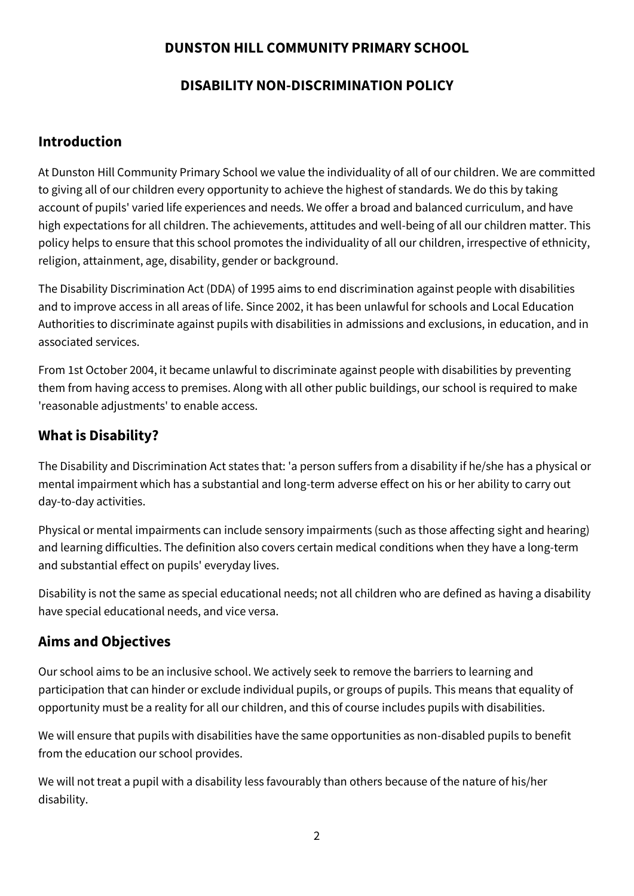**DUNSTON HILL COMMUNITY PRIMARY SCHOOL**

**DISABILITY NON-DISCRIMINATION POLICY**

## Introduction

At Dunston Hill Community Primary School we value the individuality of all of our children. We are committed to giving all of our children every opportunity to achieve the highest of standards. We do this by taking account of pupils' varied life experiences and needs. We offer a broad and balanced curriculum, and have high expectations for all children. The achievements, attitudes and well-being of all our children matter. This policy helps to ensure that this school promotes the individuality of all our children, irrespective of ethnicity, religion, attainment, age, disability, gender or background.

The Disability Discrimination Act (DDA) of 1995 aims to end discrimination against people with disabilities and to improve access in all areas of life. Since 2002, it has been unlawful for schools and Local Education Authorities to discriminate against pupils with disabilities in admissions and exclusions, in education, and in associated services.

From 1st October 2004, it became unlawful to discriminate against people with disabilities by preventing them from having access to premises. Along with all other public buildings, our school is required to make 'reasonable adjustments' to enable access.

## What is Disability?

The Disability and Discrimination Act states that: 'a person suffers from a disability if he/she has a physical or mental impairment which has a substantial and long-term adverse effect on his or her ability to carry out day-to-day activities.

Physical or mental impairments can include sensory impairments (such as those affecting sight and hearing) and learning difficulties. The definition also covers certain medical conditions when they have a long-term and substantial effect on pupils' everyday lives.

Disability is not the same as special educational needs; not all children who are defined as having a disability have special educational needs, and vice versa.

## Aims and Objectives

Our school aims to be an inclusive school. We actively seek to remove the barriers to learning and participation that can hinder or exclude individual pupils, or groups of pupils. This means that equality of opportunity must be a reality for all our children, and this of course includes pupils with disabilities.

We will ensure that pupils with disabilities have the same opportunities as non-disabled pupils to benefit from the education our school provides.

We will not treat a pupil with a disability less favourably than others because of the nature of his/her disability.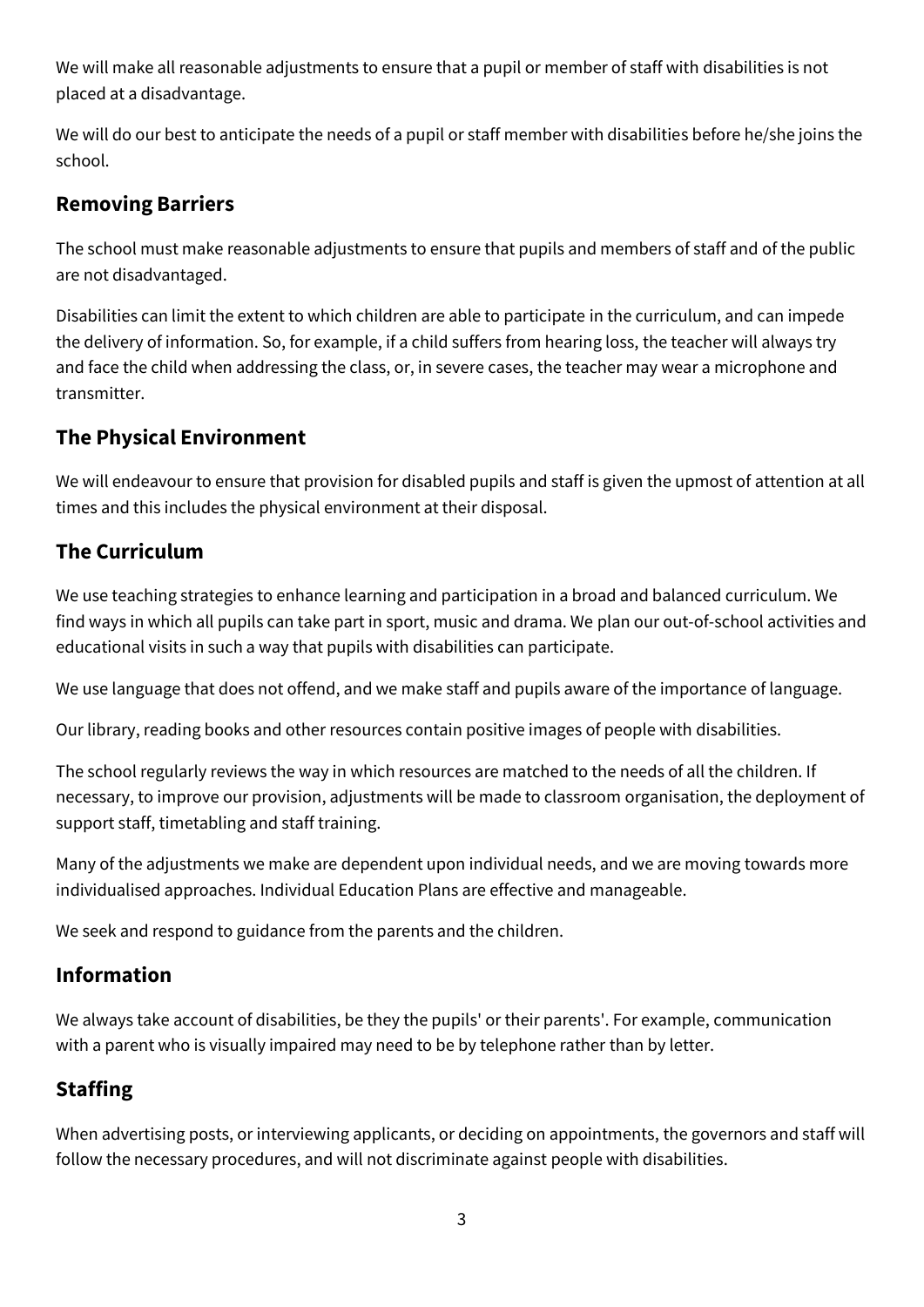We will make all reasonable adjustments to ensure that a pupil or member of staff with disabilities is not placed at a disadvantage.

We will do our best to anticipate the needs of a pupil or staff member with disabilities before he/she joins the school.

## Removing Barriers

The school must make reasonable adjustments to ensure that pupils and members of staff and of the public are not disadvantaged.

Disabilities can limit the extent to which children are able to participate in the curriculum, and can impede the delivery of information. So, for example, if a child suffers from hearing loss, the teacher will always try and face the child when addressing the class, or, in severe cases, the teacher may wear a microphone and transmitter.

## The Physical Environment

We will endeavour to ensure that provision for disabled pupils and staff is given the upmost of attention at all times and this includes the physical environment at their disposal.

## The Curriculum

We use teaching strategies to enhance learning and participation in a broad and balanced curriculum. We find ways in which all pupils can take part in sport, music and drama. We plan our out-of-school activities and educational visits in such a way that pupils with disabilities can participate.

We use language that does not offend, and we make staff and pupils aware of the importance of language.

Our library, reading books and other resources contain positive images of people with disabilities.

The school regularly reviews the way in which resources are matched to the needs of all the children. If necessary, to improve our provision, adjustments will be made to classroom organisation, the deployment of support staff, timetabling and staff training.

Many of the adjustments we make are dependent upon individual needs, and we are moving towards more individualised approaches. Individual Education Plans are effective and manageable.

We seek and respond to guidance from the parents and the children.

## Information

We always take account of disabilities, be they the pupils' or their parents'. For example, communication with a parent who is visually impaired may need to be by telephone rather than by letter.

## Staffing

When advertising posts, or interviewing applicants, or deciding on appointments, the governors and staff will follow the necessary procedures, and will not discriminate against people with disabilities.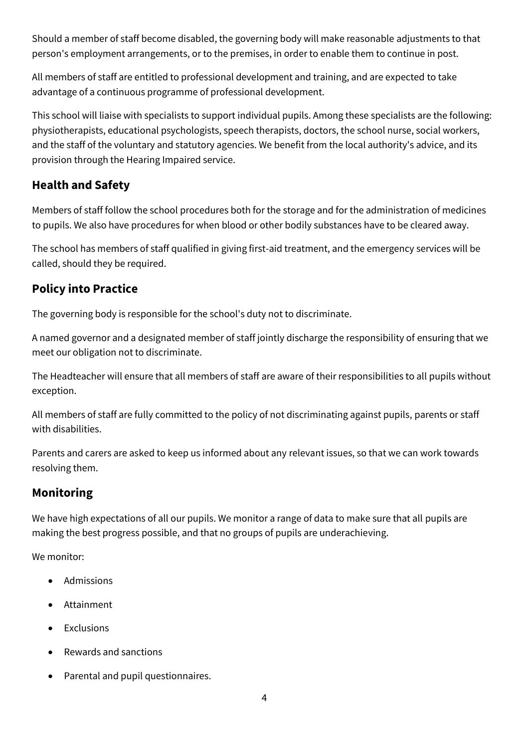Should a member of staff become disabled, the governing body will make reasonable adjustments to that person's employment arrangements, or to the premises, in order to enable them to continue in post.

All members of staff are entitled to professional development and training, and are expected to take advantage of a continuous programme of professional development.

This school will liaise with specialists to support individual pupils. Among these specialists are the following: physiotherapists, educational psychologists, speech therapists, doctors, the school nurse, social workers, and the staff of the voluntary and statutory agencies. We benefit from the local authority's advice, and its provision through the Hearing Impaired service.

## Health and Safety

Members of staff follow the school procedures both for the storage and for the administration of medicines to pupils. We also have procedures for when blood or other bodily substances have to be cleared away.

The school has members of staff qualified in giving first-aid treatment, and the emergency services will be called, should they be required.

## Policy into Practice

The governing body is responsible for the school's duty not to discriminate.

A named governor and a designated member of staff jointly discharge the responsibility of ensuring that we meet our obligation not to discriminate.

The Headteacher will ensure that all members of staff are aware of their responsibilities to all pupils without exception.

All members of staff are fully committed to the policy of not discriminating against pupils, parents or staff with disabilities.

Parents and carers are asked to keep us informed about any relevant issues, so that we can work towards resolving them.

## Monitoring

We have high expectations of all our pupils. We monitor a range of data to make sure that all pupils are making the best progress possible, and that no groups of pupils are underachieving.

We monitor:

- Admissions
- Attainment
- Exclusions
- Rewards and sanctions
- Parental and pupil questionnaires.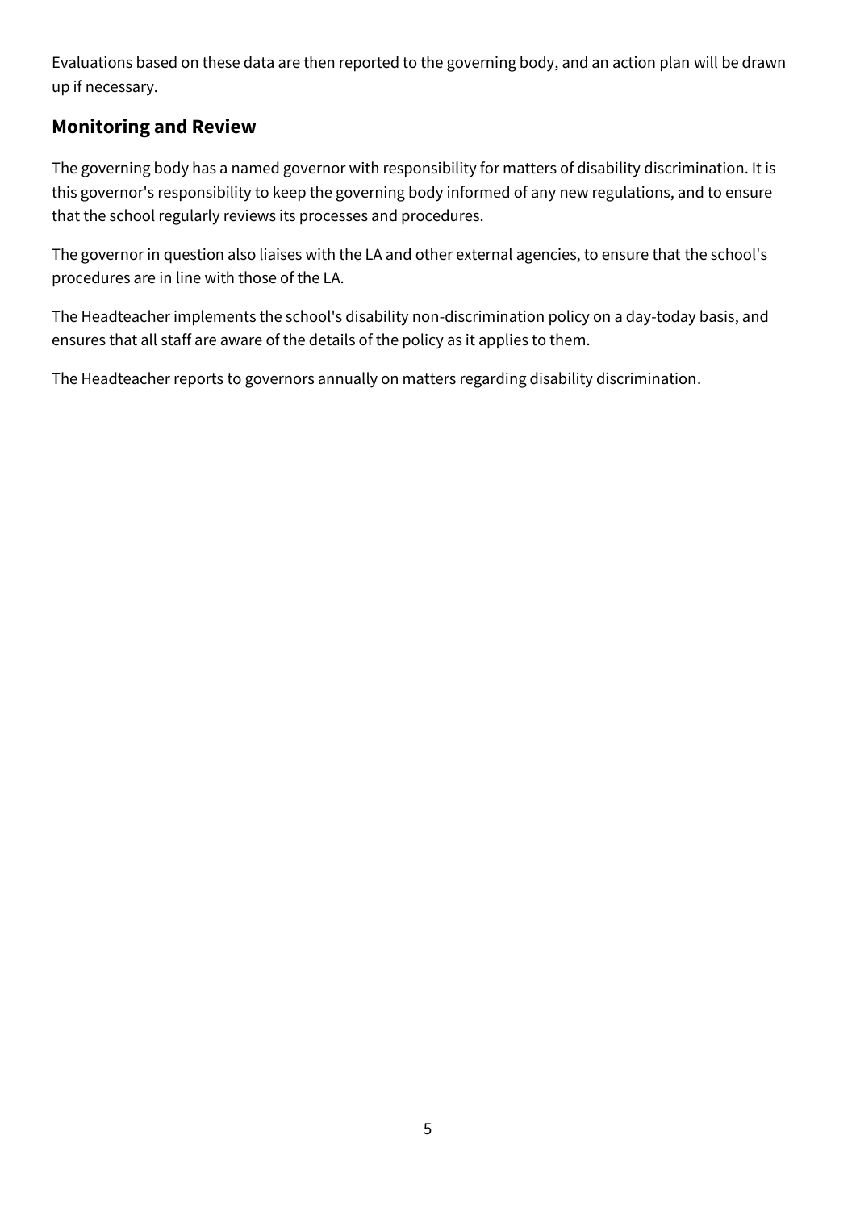Evaluations based on these data are then reported to the governing body, and an action plan will be drawn up if necessary.

## Monitoring and Review

The governing body has a named governor with responsibility for matters of disability discrimination. It is this governor's responsibility to keep the governing body informed of any new regulations, and to ensure that the school regularly reviews its processes and procedures.

The governor in question also liaises with the LA and other external agencies, to ensure that the school's procedures are in line with those of the LA.

The Headteacher implements the school's disability non-discrimination policy on a day-today basis, and ensures that all staff are aware of the details of the policy as it applies to them.

The Headteacher reports to governors annually on matters regarding disability discrimination.